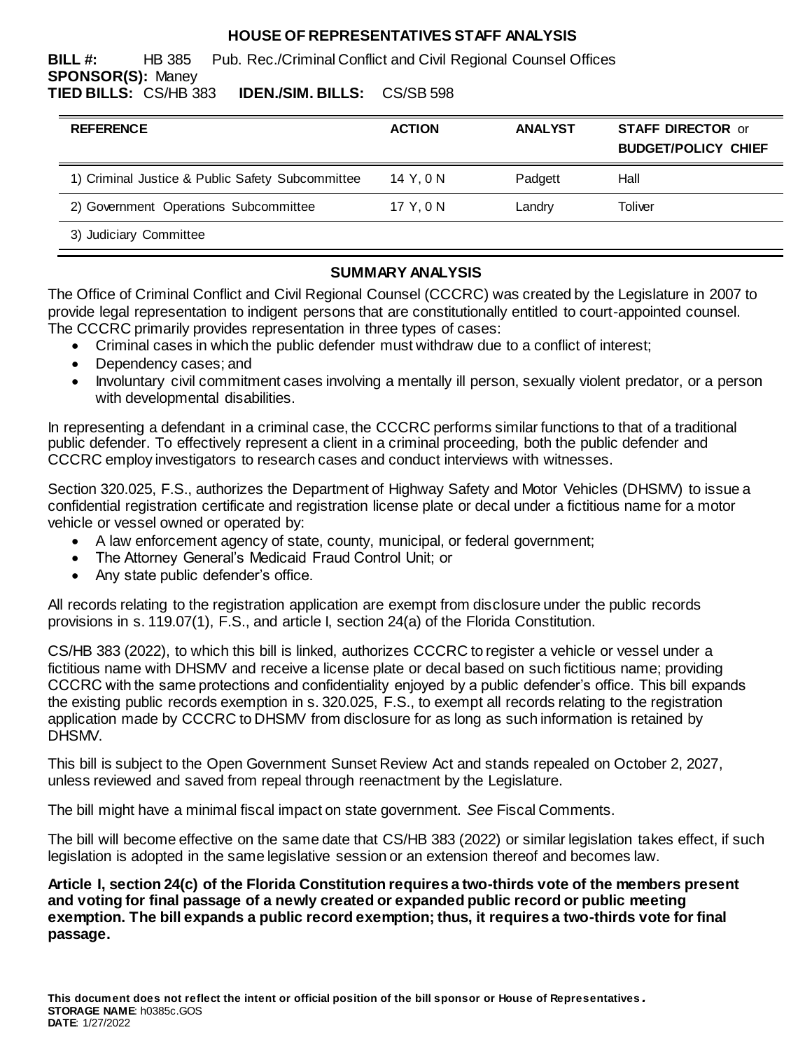# HOUSE OF REPRESENTATIVES STAFF ANALYSIS

**BILL #:** HB 385 Pub. Rec./Criminal Conflict and Civil Regional Counsel Offices
**SPONSOR(S):** Maney
**TIED BILLS:** CS/HB 383 **IDEN./SIM. BILLS:** CS/SB 598

| REFERENCE | ACTION | ANALYST | STAFF DIRECTOR or BUDGET/POLICY CHIEF |
|---|---|---|---|
| 1) Criminal Justice & Public Safety Subcommittee | 14 Y, 0 N | Padgett | Hall |
| 2) Government Operations Subcommittee | 17 Y, 0 N | Landry | Toliver |
| 3) Judiciary Committee | | | |

## SUMMARY ANALYSIS

The Office of Criminal Conflict and Civil Regional Counsel (CCCRC) was created by the Legislature in 2007 to provide legal representation to indigent persons that are constitutionally entitled to court-appointed counsel. The CCCRC primarily provides representation in three types of cases:

- Criminal cases in which the public defender must withdraw due to a conflict of interest;
- Dependency cases; and
- Involuntary civil commitment cases involving a mentally ill person, sexually violent predator, or a person with developmental disabilities.

In representing a defendant in a criminal case, the CCCRC performs similar functions to that of a traditional public defender. To effectively represent a client in a criminal proceeding, both the public defender and CCCRC employ investigators to research cases and conduct interviews with witnesses.

Section 320.025, F.S., authorizes the Department of Highway Safety and Motor Vehicles (DHSMV) to issue a confidential registration certificate and registration license plate or decal under a fictitious name for a motor vehicle or vessel owned or operated by:

- A law enforcement agency of state, county, municipal, or federal government;
- The Attorney General's Medicaid Fraud Control Unit; or
- Any state public defender's office.

All records relating to the registration application are exempt from disclosure under the public records provisions in s. 119.07(1), F.S., and article I, section 24(a) of the Florida Constitution.

CS/HB 383 (2022), to which this bill is linked, authorizes CCCRC to register a vehicle or vessel under a fictitious name with DHSMV and receive a license plate or decal based on such fictitious name; providing CCCRC with the same protections and confidentiality enjoyed by a public defender's office. This bill expands the existing public records exemption in s. 320.025, F.S., to exempt all records relating to the registration application made by CCCRC to DHSMV from disclosure for as long as such information is retained by DHSMV.

This bill is subject to the Open Government Sunset Review Act and stands repealed on October 2, 2027, unless reviewed and saved from repeal through reenactment by the Legislature.

The bill might have a minimal fiscal impact on state government. *See* Fiscal Comments.

The bill will become effective on the same date that CS/HB 383 (2022) or similar legislation takes effect, if such legislation is adopted in the same legislative session or an extension thereof and becomes law.

**Article I, section 24(c) of the Florida Constitution requires a two-thirds vote of the members present and voting for final passage of a newly created or expanded public record or public meeting exemption. The bill expands a public record exemption; thus, it requires a two-thirds vote for final passage.**

**This document does not reflect the intent or official position of the bill sponsor or House of Representatives.**
**STORAGE NAME**: h0385c.GOS
**DATE**: 1/27/2022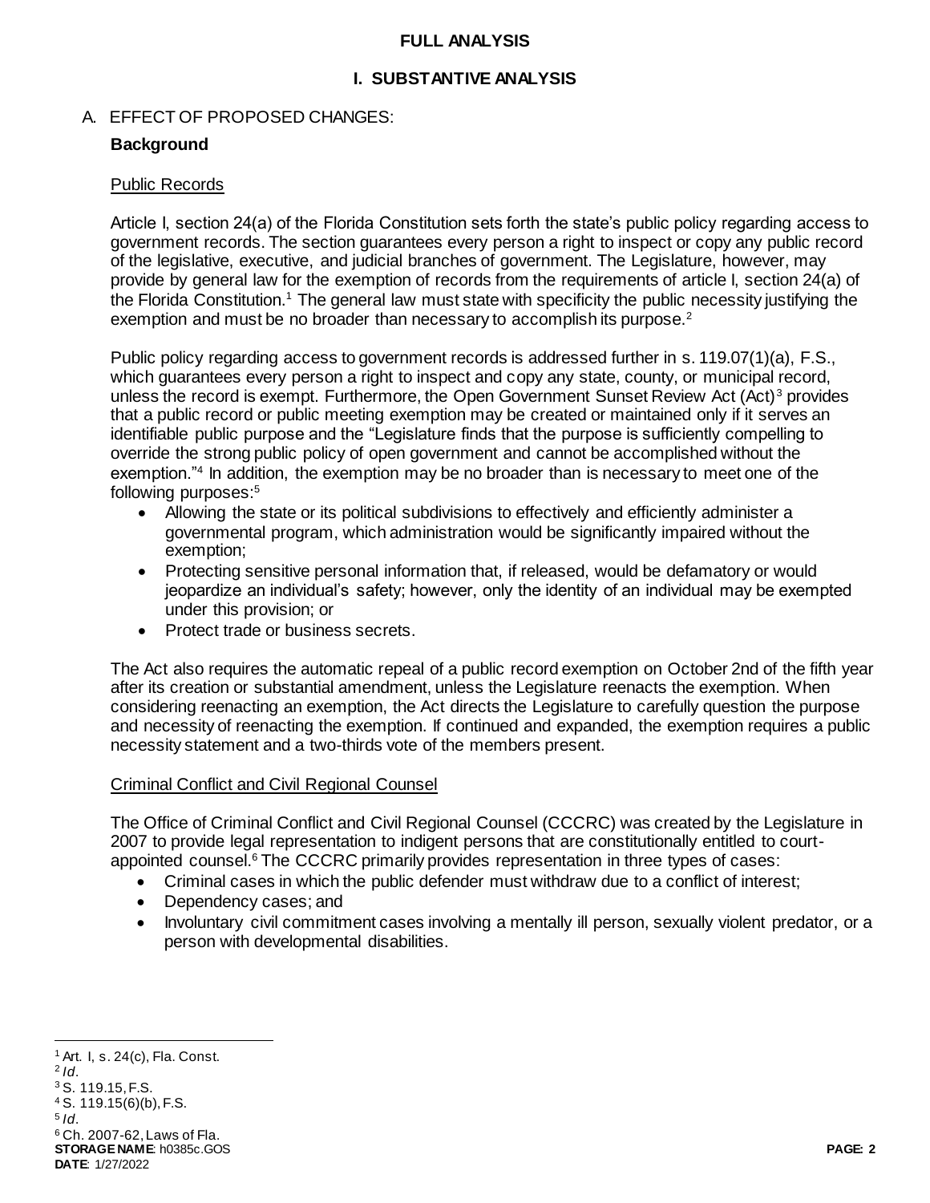## FULL ANALYSIS

## I. SUBSTANTIVE ANALYSIS

A. EFFECT OF PROPOSED CHANGES:

**Background**

Public Records

Article I, section 24(a) of the Florida Constitution sets forth the state's public policy regarding access to government records. The section guarantees every person a right to inspect or copy any public record of the legislative, executive, and judicial branches of government. The Legislature, however, may provide by general law for the exemption of records from the requirements of article I, section 24(a) of the Florida Constitution.[1] The general law must state with specificity the public necessity justifying the exemption and must be no broader than necessary to accomplish its purpose.[2]

Public policy regarding access to government records is addressed further in s. 119.07(1)(a), F.S., which guarantees every person a right to inspect and copy any state, county, or municipal record, unless the record is exempt. Furthermore, the Open Government Sunset Review Act (Act)[3] provides that a public record or public meeting exemption may be created or maintained only if it serves an identifiable public purpose and the "Legislature finds that the purpose is sufficiently compelling to override the strong public policy of open government and cannot be accomplished without the exemption."[4] In addition, the exemption may be no broader than is necessary to meet one of the following purposes:[5]

- Allowing the state or its political subdivisions to effectively and efficiently administer a governmental program, which administration would be significantly impaired without the exemption;
- Protecting sensitive personal information that, if released, would be defamatory or would jeopardize an individual's safety; however, only the identity of an individual may be exempted under this provision; or
- Protect trade or business secrets.

The Act also requires the automatic repeal of a public record exemption on October 2nd of the fifth year after its creation or substantial amendment, unless the Legislature reenacts the exemption. When considering reenacting an exemption, the Act directs the Legislature to carefully question the purpose and necessity of reenacting the exemption. If continued and expanded, the exemption requires a public necessity statement and a two-thirds vote of the members present.

Criminal Conflict and Civil Regional Counsel

The Office of Criminal Conflict and Civil Regional Counsel (CCCRC) was created by the Legislature in 2007 to provide legal representation to indigent persons that are constitutionally entitled to court-appointed counsel.[6] The CCCRC primarily provides representation in three types of cases:

- Criminal cases in which the public defender must withdraw due to a conflict of interest;
- Dependency cases; and
- Involuntary civil commitment cases involving a mentally ill person, sexually violent predator, or a person with developmental disabilities.

---

[1] Art. I, s. 24(c), Fla. Const.
[2] *Id.*
[3] S. 119.15, F.S.
[4] S. 119.15(6)(b), F.S.
[5] *Id.*
[6] Ch. 2007-62, Laws of Fla.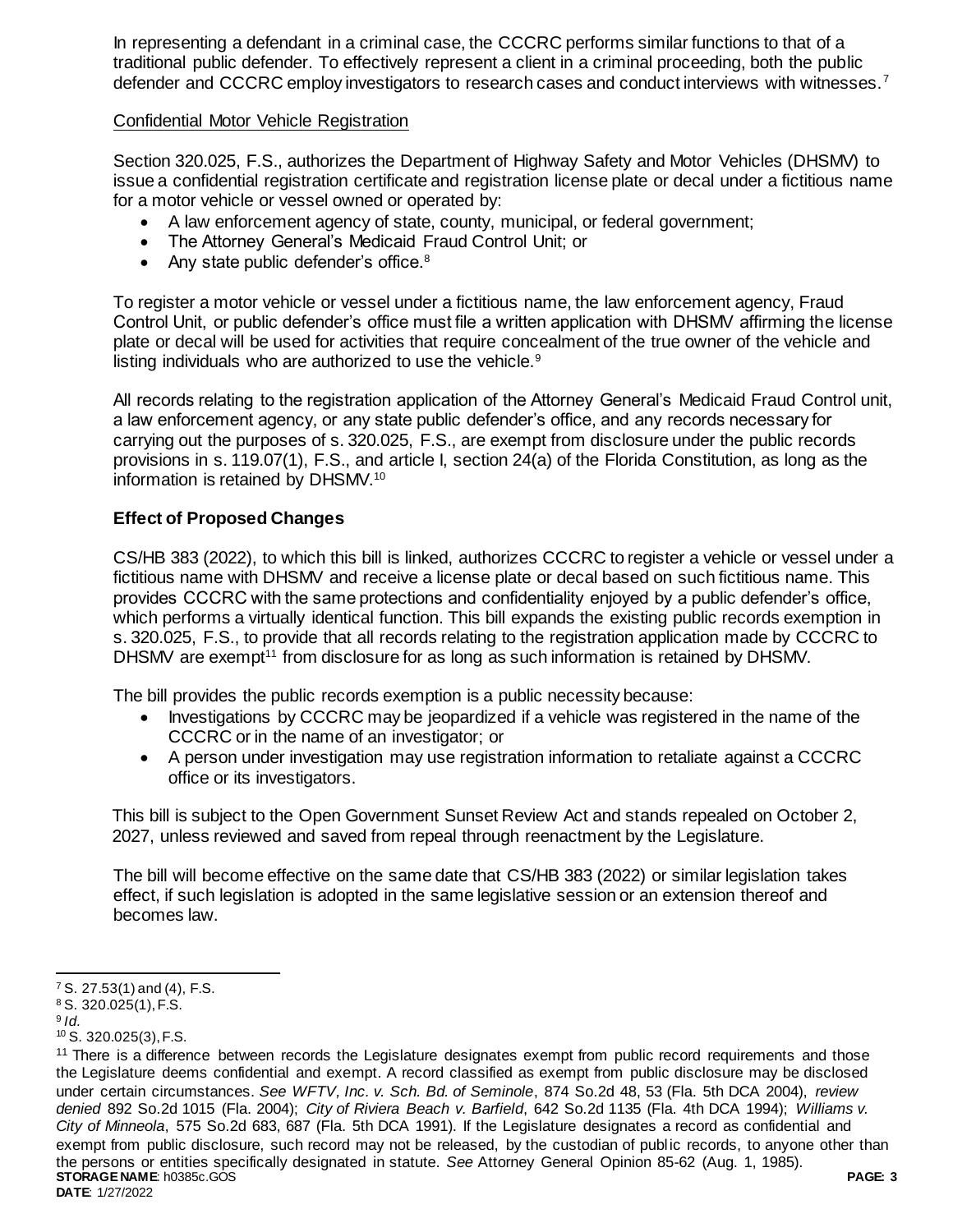In representing a defendant in a criminal case, the CCCRC performs similar functions to that of a traditional public defender. To effectively represent a client in a criminal proceeding, both the public defender and CCCRC employ investigators to research cases and conduct interviews with witnesses.[7]

Confidential Motor Vehicle Registration

Section 320.025, F.S., authorizes the Department of Highway Safety and Motor Vehicles (DHSMV) to issue a confidential registration certificate and registration license plate or decal under a fictitious name for a motor vehicle or vessel owned or operated by:

- A law enforcement agency of state, county, municipal, or federal government;
- The Attorney General's Medicaid Fraud Control Unit; or
- Any state public defender's office.[8]

To register a motor vehicle or vessel under a fictitious name, the law enforcement agency, Fraud Control Unit, or public defender's office must file a written application with DHSMV affirming the license plate or decal will be used for activities that require concealment of the true owner of the vehicle and listing individuals who are authorized to use the vehicle.[9]

All records relating to the registration application of the Attorney General's Medicaid Fraud Control unit, a law enforcement agency, or any state public defender's office, and any records necessary for carrying out the purposes of s. 320.025, F.S., are exempt from disclosure under the public records provisions in s. 119.07(1), F.S., and article I, section 24(a) of the Florida Constitution, as long as the information is retained by DHSMV.[10]

**Effect of Proposed Changes**

CS/HB 383 (2022), to which this bill is linked, authorizes CCCRC to register a vehicle or vessel under a fictitious name with DHSMV and receive a license plate or decal based on such fictitious name. This provides CCCRC with the same protections and confidentiality enjoyed by a public defender's office, which performs a virtually identical function. This bill expands the existing public records exemption in s. 320.025, F.S., to provide that all records relating to the registration application made by CCCRC to DHSMV are exempt[11] from disclosure for as long as such information is retained by DHSMV.

The bill provides the public records exemption is a public necessity because:

- Investigations by CCCRC may be jeopardized if a vehicle was registered in the name of the CCCRC or in the name of an investigator; or
- A person under investigation may use registration information to retaliate against a CCCRC office or its investigators.

This bill is subject to the Open Government Sunset Review Act and stands repealed on October 2, 2027, unless reviewed and saved from repeal through reenactment by the Legislature.

The bill will become effective on the same date that CS/HB 383 (2022) or similar legislation takes effect, if such legislation is adopted in the same legislative session or an extension thereof and becomes law.

---

[7] S. 27.53(1) and (4), F.S.

[8] S. 320.025(1), F.S.

[9] *Id.*

[10] S. 320.025(3), F.S.

[11] There is a difference between records the Legislature designates exempt from public record requirements and those the Legislature deems confidential and exempt. A record classified as exempt from public disclosure may be disclosed under certain circumstances. *See WFTV, Inc. v. Sch. Bd. of Seminole*, 874 So.2d 48, 53 (Fla. 5th DCA 2004), *review denied* 892 So.2d 1015 (Fla. 2004); *City of Riviera Beach v. Barfield*, 642 So.2d 1135 (Fla. 4th DCA 1994); *Williams v. City of Minneola*, 575 So.2d 683, 687 (Fla. 5th DCA 1991). If the Legislature designates a record as confidential and exempt from public disclosure, such record may not be released, by the custodian of public records, to anyone other than the persons or entities specifically designated in statute. *See* Attorney General Opinion 85-62 (Aug. 1, 1985).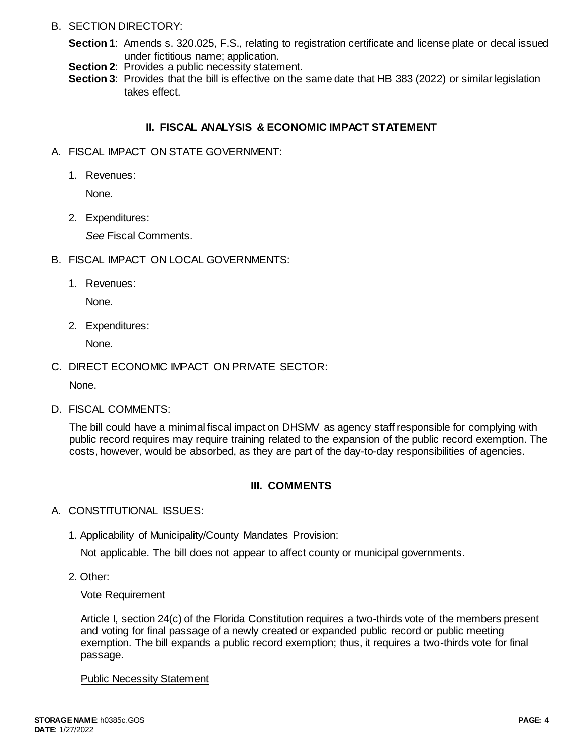B. SECTION DIRECTORY:

**Section 1**: Amends s. 320.025, F.S., relating to registration certificate and license plate or decal issued under fictitious name; application.
**Section 2**: Provides a public necessity statement.
**Section 3**: Provides that the bill is effective on the same date that HB 383 (2022) or similar legislation takes effect.

## II. FISCAL ANALYSIS & ECONOMIC IMPACT STATEMENT

A. FISCAL IMPACT ON STATE GOVERNMENT:

1. Revenues:

   None.

2. Expenditures:

   *See* Fiscal Comments.

B. FISCAL IMPACT ON LOCAL GOVERNMENTS:

1. Revenues:

   None.

2. Expenditures:

   None.

C. DIRECT ECONOMIC IMPACT ON PRIVATE SECTOR:

None.

D. FISCAL COMMENTS:

The bill could have a minimal fiscal impact on DHSMV as agency staff responsible for complying with public record requires may require training related to the expansion of the public record exemption. The costs, however, would be absorbed, as they are part of the day-to-day responsibilities of agencies.

## III. COMMENTS

A. CONSTITUTIONAL ISSUES:

1. Applicability of Municipality/County Mandates Provision:

   Not applicable. The bill does not appear to affect county or municipal governments.

2. Other:

   Vote Requirement

   Article I, section 24(c) of the Florida Constitution requires a two-thirds vote of the members present and voting for final passage of a newly created or expanded public record or public meeting exemption. The bill expands a public record exemption; thus, it requires a two-thirds vote for final passage.

   Public Necessity Statement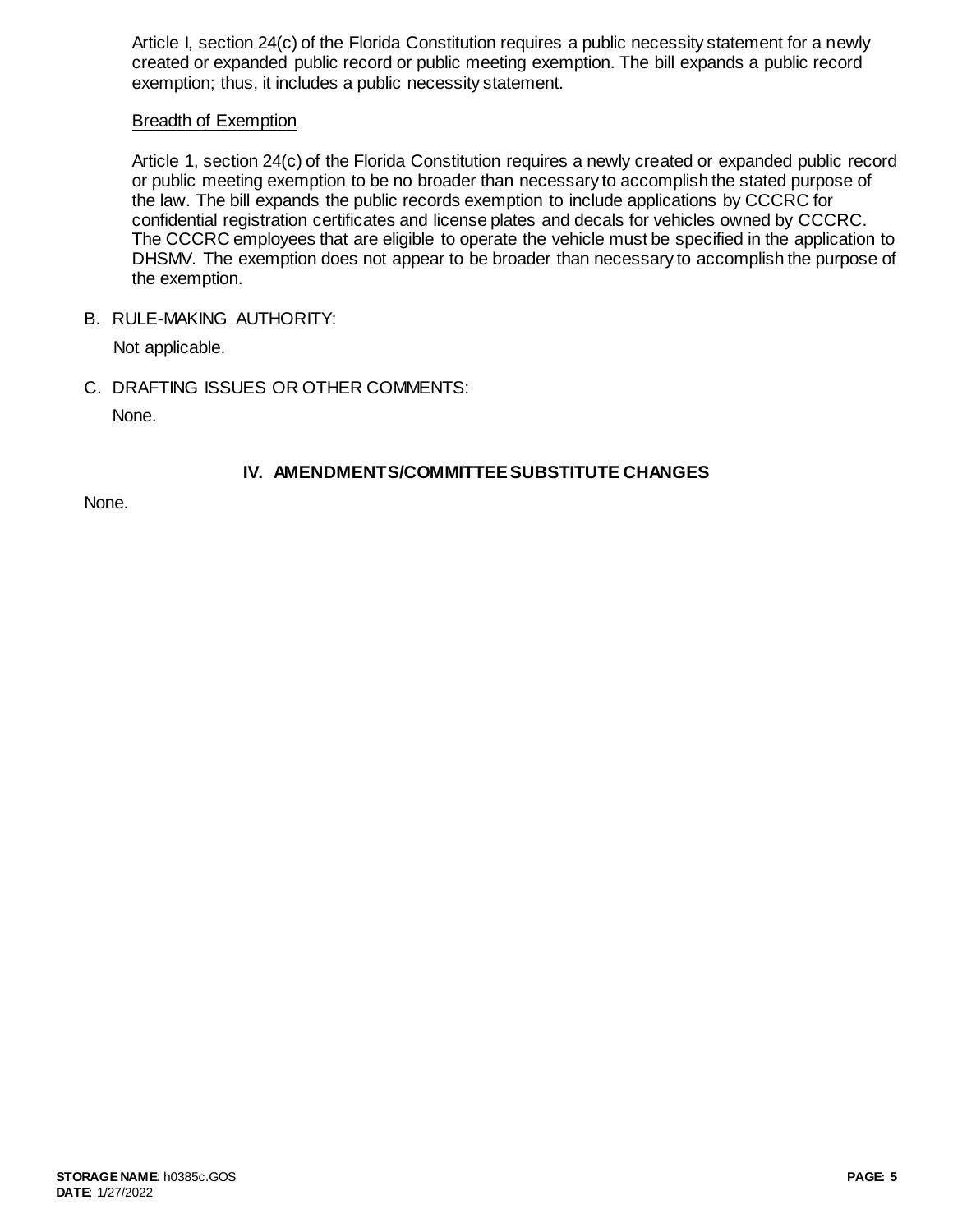Article I, section 24(c) of the Florida Constitution requires a public necessity statement for a newly created or expanded public record or public meeting exemption. The bill expands a public record exemption; thus, it includes a public necessity statement.

Breadth of Exemption

Article 1, section 24(c) of the Florida Constitution requires a newly created or expanded public record or public meeting exemption to be no broader than necessary to accomplish the stated purpose of the law. The bill expands the public records exemption to include applications by CCCRC for confidential registration certificates and license plates and decals for vehicles owned by CCCRC. The CCCRC employees that are eligible to operate the vehicle must be specified in the application to DHSMV. The exemption does not appear to be broader than necessary to accomplish the purpose of the exemption.

B. RULE-MAKING AUTHORITY:

Not applicable.

C. DRAFTING ISSUES OR OTHER COMMENTS:

None.

## IV. AMENDMENTS/COMMITTEE SUBSTITUTE CHANGES

None.